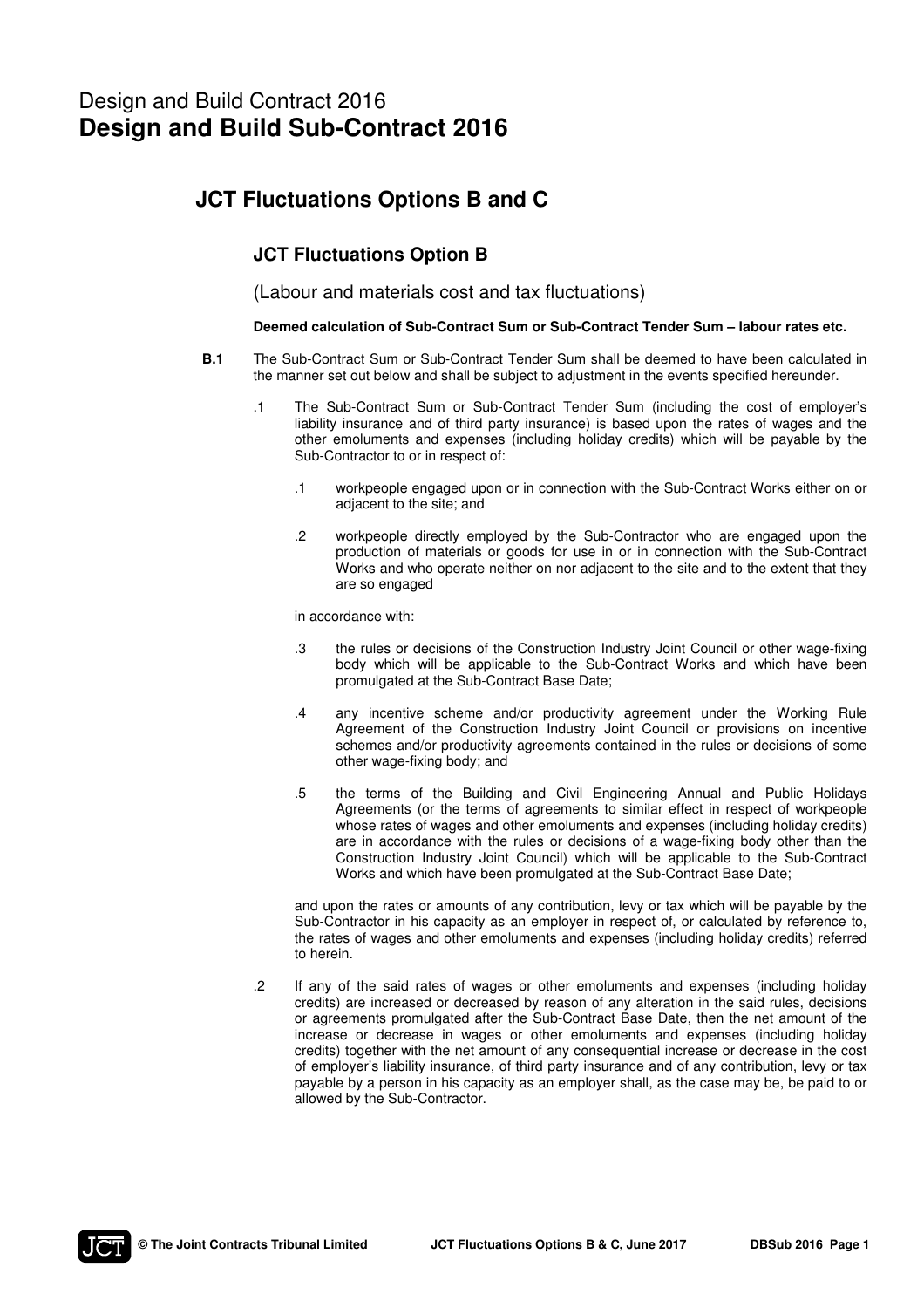# Design and Build Contract 2016
# **Design and Build Sub-Contract 2016**

## JCT Fluctuations Options B and C

### JCT Fluctuations Option B

(Labour and materials cost and tax fluctuations)

**Deemed calculation of Sub-Contract Sum or Sub-Contract Tender Sum – labour rates etc.**

**B.1** The Sub-Contract Sum or Sub-Contract Tender Sum shall be deemed to have been calculated in the manner set out below and shall be subject to adjustment in the events specified hereunder.

.1 The Sub-Contract Sum or Sub-Contract Tender Sum (including the cost of employer's liability insurance and of third party insurance) is based upon the rates of wages and the other emoluments and expenses (including holiday credits) which will be payable by the Sub-Contractor to or in respect of:

.1 workpeople engaged upon or in connection with the Sub-Contract Works either on or adjacent to the site; and

.2 workpeople directly employed by the Sub-Contractor who are engaged upon the production of materials or goods for use in or in connection with the Sub-Contract Works and who operate neither on nor adjacent to the site and to the extent that they are so engaged

in accordance with:

.3 the rules or decisions of the Construction Industry Joint Council or other wage-fixing body which will be applicable to the Sub-Contract Works and which have been promulgated at the Sub-Contract Base Date;

.4 any incentive scheme and/or productivity agreement under the Working Rule Agreement of the Construction Industry Joint Council or provisions on incentive schemes and/or productivity agreements contained in the rules or decisions of some other wage-fixing body; and

.5 the terms of the Building and Civil Engineering Annual and Public Holidays Agreements (or the terms of agreements to similar effect in respect of workpeople whose rates of wages and other emoluments and expenses (including holiday credits) are in accordance with the rules or decisions of a wage-fixing body other than the Construction Industry Joint Council) which will be applicable to the Sub-Contract Works and which have been promulgated at the Sub-Contract Base Date;

and upon the rates or amounts of any contribution, levy or tax which will be payable by the Sub-Contractor in his capacity as an employer in respect of, or calculated by reference to, the rates of wages and other emoluments and expenses (including holiday credits) referred to herein.

.2 If any of the said rates of wages or other emoluments and expenses (including holiday credits) are increased or decreased by reason of any alteration in the said rules, decisions or agreements promulgated after the Sub-Contract Base Date, then the net amount of the increase or decrease in wages or other emoluments and expenses (including holiday credits) together with the net amount of any consequential increase or decrease in the cost of employer's liability insurance, of third party insurance and of any contribution, levy or tax payable by a person in his capacity as an employer shall, as the case may be, be paid to or allowed by the Sub-Contractor.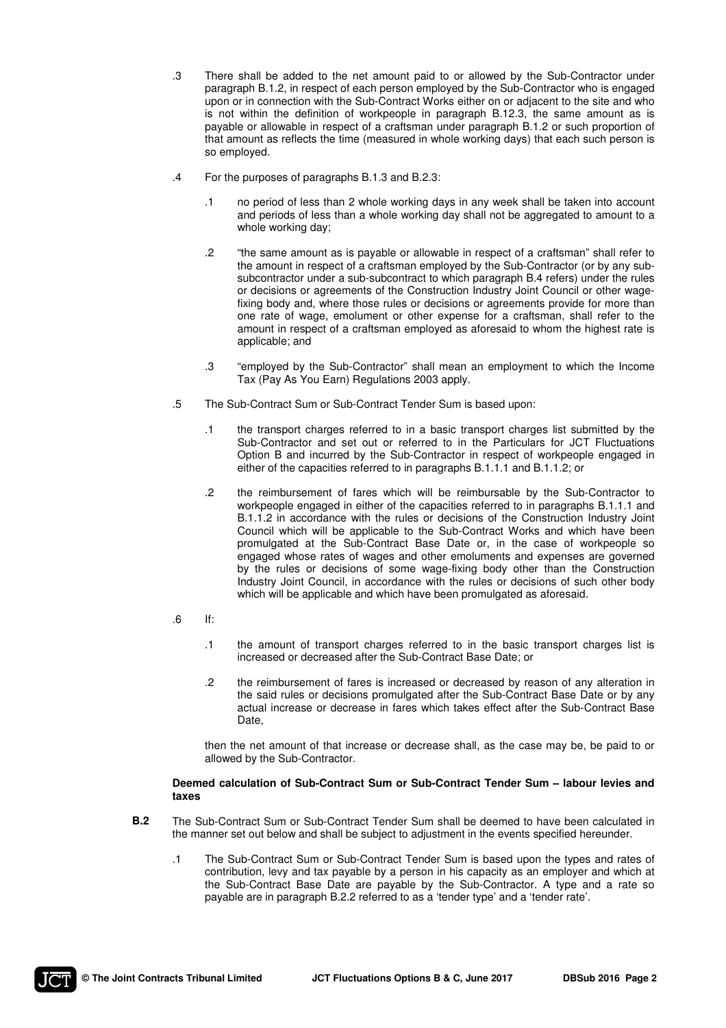.3 There shall be added to the net amount paid to or allowed by the Sub-Contractor under paragraph B.1.2, in respect of each person employed by the Sub-Contractor who is engaged upon or in connection with the Sub-Contract Works either on or adjacent to the site and who is not within the definition of workpeople in paragraph B.12.3, the same amount as is payable or allowable in respect of a craftsman under paragraph B.1.2 or such proportion of that amount as reflects the time (measured in whole working days) that each such person is so employed.

.4 For the purposes of paragraphs B.1.3 and B.2.3:

.1 no period of less than 2 whole working days in any week shall be taken into account and periods of less than a whole working day shall not be aggregated to amount to a whole working day;

.2 "the same amount as is payable or allowable in respect of a craftsman" shall refer to the amount in respect of a craftsman employed by the Sub-Contractor (or by any sub-subcontractor under a sub-subcontract to which paragraph B.4 refers) under the rules or decisions or agreements of the Construction Industry Joint Council or other wage-fixing body and, where those rules or decisions or agreements provide for more than one rate of wage, emolument or other expense for a craftsman, shall refer to the amount in respect of a craftsman employed as aforesaid to whom the highest rate is applicable; and

.3 "employed by the Sub-Contractor" shall mean an employment to which the Income Tax (Pay As You Earn) Regulations 2003 apply.

.5 The Sub-Contract Sum or Sub-Contract Tender Sum is based upon:

.1 the transport charges referred to in a basic transport charges list submitted by the Sub-Contractor and set out or referred to in the Particulars for JCT Fluctuations Option B and incurred by the Sub-Contractor in respect of workpeople engaged in either of the capacities referred to in paragraphs B.1.1.1 and B.1.1.2; or

.2 the reimbursement of fares which will be reimbursable by the Sub-Contractor to workpeople engaged in either of the capacities referred to in paragraphs B.1.1.1 and B.1.1.2 in accordance with the rules or decisions of the Construction Industry Joint Council which will be applicable to the Sub-Contract Works and which have been promulgated at the Sub-Contract Base Date or, in the case of workpeople so engaged whose rates of wages and other emoluments and expenses are governed by the rules or decisions of some wage-fixing body other than the Construction Industry Joint Council, in accordance with the rules or decisions of such other body which will be applicable and which have been promulgated as aforesaid.

.6 If:

.1 the amount of transport charges referred to in the basic transport charges list is increased or decreased after the Sub-Contract Base Date; or

.2 the reimbursement of fares is increased or decreased by reason of any alteration in the said rules or decisions promulgated after the Sub-Contract Base Date or by any actual increase or decrease in fares which takes effect after the Sub-Contract Base Date,

then the net amount of that increase or decrease shall, as the case may be, be paid to or allowed by the Sub-Contractor.

**Deemed calculation of Sub-Contract Sum or Sub-Contract Tender Sum – labour levies and taxes**

**B.2** The Sub-Contract Sum or Sub-Contract Tender Sum shall be deemed to have been calculated in the manner set out below and shall be subject to adjustment in the events specified hereunder.

.1 The Sub-Contract Sum or Sub-Contract Tender Sum is based upon the types and rates of contribution, levy and tax payable by a person in his capacity as an employer and which at the Sub-Contract Base Date are payable by the Sub-Contractor. A type and a rate so payable are in paragraph B.2.2 referred to as a 'tender type' and a 'tender rate'.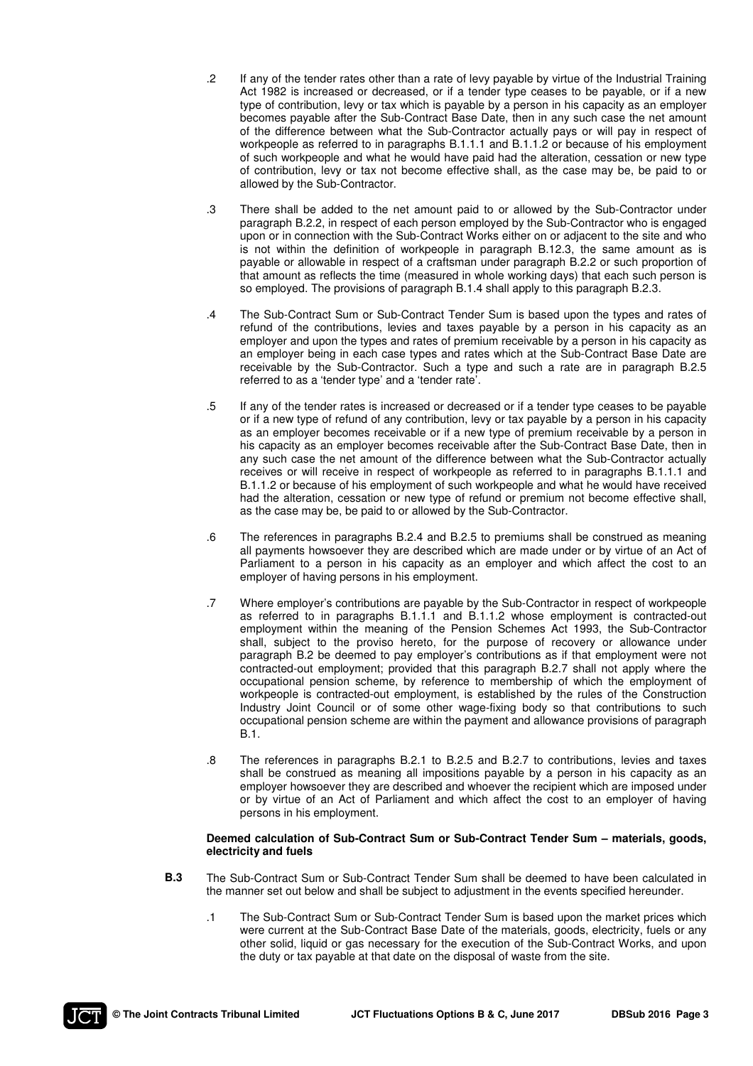.2 If any of the tender rates other than a rate of levy payable by virtue of the Industrial Training Act 1982 is increased or decreased, or if a tender type ceases to be payable, or if a new type of contribution, levy or tax which is payable by a person in his capacity as an employer becomes payable after the Sub-Contract Base Date, then in any such case the net amount of the difference between what the Sub-Contractor actually pays or will pay in respect of workpeople as referred to in paragraphs B.1.1.1 and B.1.1.2 or because of his employment of such workpeople and what he would have paid had the alteration, cessation or new type of contribution, levy or tax not become effective shall, as the case may be, be paid to or allowed by the Sub-Contractor.

.3 There shall be added to the net amount paid to or allowed by the Sub-Contractor under paragraph B.2.2, in respect of each person employed by the Sub-Contractor who is engaged upon or in connection with the Sub-Contract Works either on or adjacent to the site and who is not within the definition of workpeople in paragraph B.12.3, the same amount as is payable or allowable in respect of a craftsman under paragraph B.2.2 or such proportion of that amount as reflects the time (measured in whole working days) that each such person is so employed. The provisions of paragraph B.1.4 shall apply to this paragraph B.2.3.

.4 The Sub-Contract Sum or Sub-Contract Tender Sum is based upon the types and rates of refund of the contributions, levies and taxes payable by a person in his capacity as an employer and upon the types and rates of premium receivable by a person in his capacity as an employer being in each case types and rates which at the Sub-Contract Base Date are receivable by the Sub-Contractor. Such a type and such a rate are in paragraph B.2.5 referred to as a 'tender type' and a 'tender rate'.

.5 If any of the tender rates is increased or decreased or if a tender type ceases to be payable or if a new type of refund of any contribution, levy or tax payable by a person in his capacity as an employer becomes receivable or if a new type of premium receivable by a person in his capacity as an employer becomes receivable after the Sub-Contract Base Date, then in any such case the net amount of the difference between what the Sub-Contractor actually receives or will receive in respect of workpeople as referred to in paragraphs B.1.1.1 and B.1.1.2 or because of his employment of such workpeople and what he would have received had the alteration, cessation or new type of refund or premium not become effective shall, as the case may be, be paid to or allowed by the Sub-Contractor.

.6 The references in paragraphs B.2.4 and B.2.5 to premiums shall be construed as meaning all payments howsoever they are described which are made under or by virtue of an Act of Parliament to a person in his capacity as an employer and which affect the cost to an employer of having persons in his employment.

.7 Where employer's contributions are payable by the Sub-Contractor in respect of workpeople as referred to in paragraphs B.1.1.1 and B.1.1.2 whose employment is contracted-out employment within the meaning of the Pension Schemes Act 1993, the Sub-Contractor shall, subject to the proviso hereto, for the purpose of recovery or allowance under paragraph B.2 be deemed to pay employer's contributions as if that employment were not contracted-out employment; provided that this paragraph B.2.7 shall not apply where the occupational pension scheme, by reference to membership of which the employment of workpeople is contracted-out employment, is established by the rules of the Construction Industry Joint Council or of some other wage-fixing body so that contributions to such occupational pension scheme are within the payment and allowance provisions of paragraph B.1.

.8 The references in paragraphs B.2.1 to B.2.5 and B.2.7 to contributions, levies and taxes shall be construed as meaning all impositions payable by a person in his capacity as an employer howsoever they are described and whoever the recipient which are imposed under or by virtue of an Act of Parliament and which affect the cost to an employer of having persons in his employment.

**Deemed calculation of Sub-Contract Sum or Sub-Contract Tender Sum – materials, goods, electricity and fuels**

**B.3** The Sub-Contract Sum or Sub-Contract Tender Sum shall be deemed to have been calculated in the manner set out below and shall be subject to adjustment in the events specified hereunder.

.1 The Sub-Contract Sum or Sub-Contract Tender Sum is based upon the market prices which were current at the Sub-Contract Base Date of the materials, goods, electricity, fuels or any other solid, liquid or gas necessary for the execution of the Sub-Contract Works, and upon the duty or tax payable at that date on the disposal of waste from the site.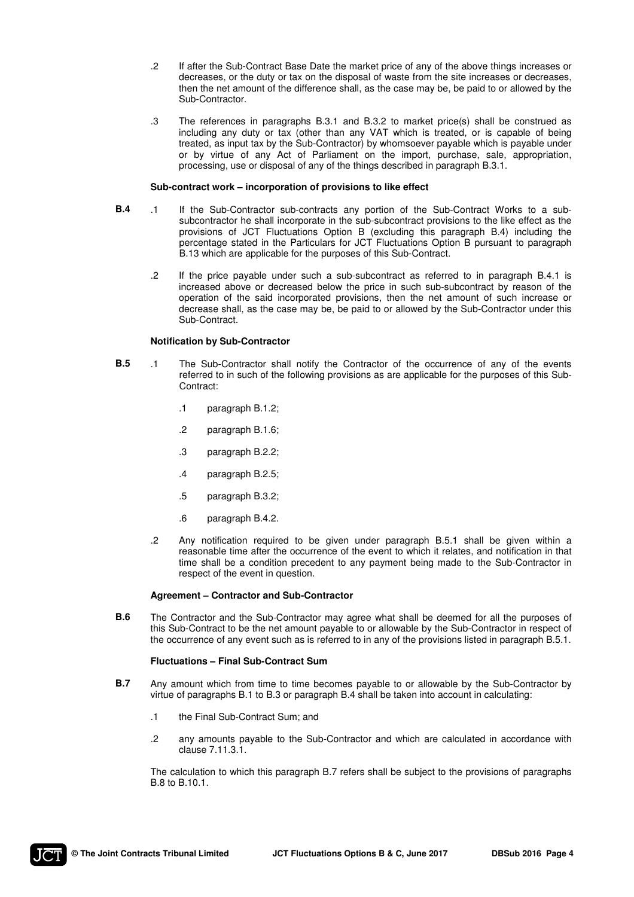.2 If after the Sub-Contract Base Date the market price of any of the above things increases or decreases, or the duty or tax on the disposal of waste from the site increases or decreases, then the net amount of the difference shall, as the case may be, be paid to or allowed by the Sub-Contractor.

.3 The references in paragraphs B.3.1 and B.3.2 to market price(s) shall be construed as including any duty or tax (other than any VAT which is treated, or is capable of being treated, as input tax by the Sub-Contractor) by whomsoever payable which is payable under or by virtue of any Act of Parliament on the import, purchase, sale, appropriation, processing, use or disposal of any of the things described in paragraph B.3.1.

**Sub-contract work – incorporation of provisions to like effect**

**B.4** .1 If the Sub-Contractor sub-contracts any portion of the Sub-Contract Works to a sub-subcontractor he shall incorporate in the sub-subcontract provisions to the like effect as the provisions of JCT Fluctuations Option B (excluding this paragraph B.4) including the percentage stated in the Particulars for JCT Fluctuations Option B pursuant to paragraph B.13 which are applicable for the purposes of this Sub-Contract.

.2 If the price payable under such a sub-subcontract as referred to in paragraph B.4.1 is increased above or decreased below the price in such sub-subcontract by reason of the operation of the said incorporated provisions, then the net amount of such increase or decrease shall, as the case may be, be paid to or allowed by the Sub-Contractor under this Sub-Contract.

**Notification by Sub-Contractor**

**B.5** .1 The Sub-Contractor shall notify the Contractor of the occurrence of any of the events referred to in such of the following provisions as are applicable for the purposes of this Sub-Contract:

.1 paragraph B.1.2;

.2 paragraph B.1.6;

.3 paragraph B.2.2;

.4 paragraph B.2.5;

.5 paragraph B.3.2;

.6 paragraph B.4.2.

.2 Any notification required to be given under paragraph B.5.1 shall be given within a reasonable time after the occurrence of the event to which it relates, and notification in that time shall be a condition precedent to any payment being made to the Sub-Contractor in respect of the event in question.

**Agreement – Contractor and Sub-Contractor**

**B.6** The Contractor and the Sub-Contractor may agree what shall be deemed for all the purposes of this Sub-Contract to be the net amount payable to or allowable by the Sub-Contractor in respect of the occurrence of any event such as is referred to in any of the provisions listed in paragraph B.5.1.

**Fluctuations – Final Sub-Contract Sum**

**B.7** Any amount which from time to time becomes payable to or allowable by the Sub-Contractor by virtue of paragraphs B.1 to B.3 or paragraph B.4 shall be taken into account in calculating:

.1 the Final Sub-Contract Sum; and

.2 any amounts payable to the Sub-Contractor and which are calculated in accordance with clause 7.11.3.1.

The calculation to which this paragraph B.7 refers shall be subject to the provisions of paragraphs B.8 to B.10.1.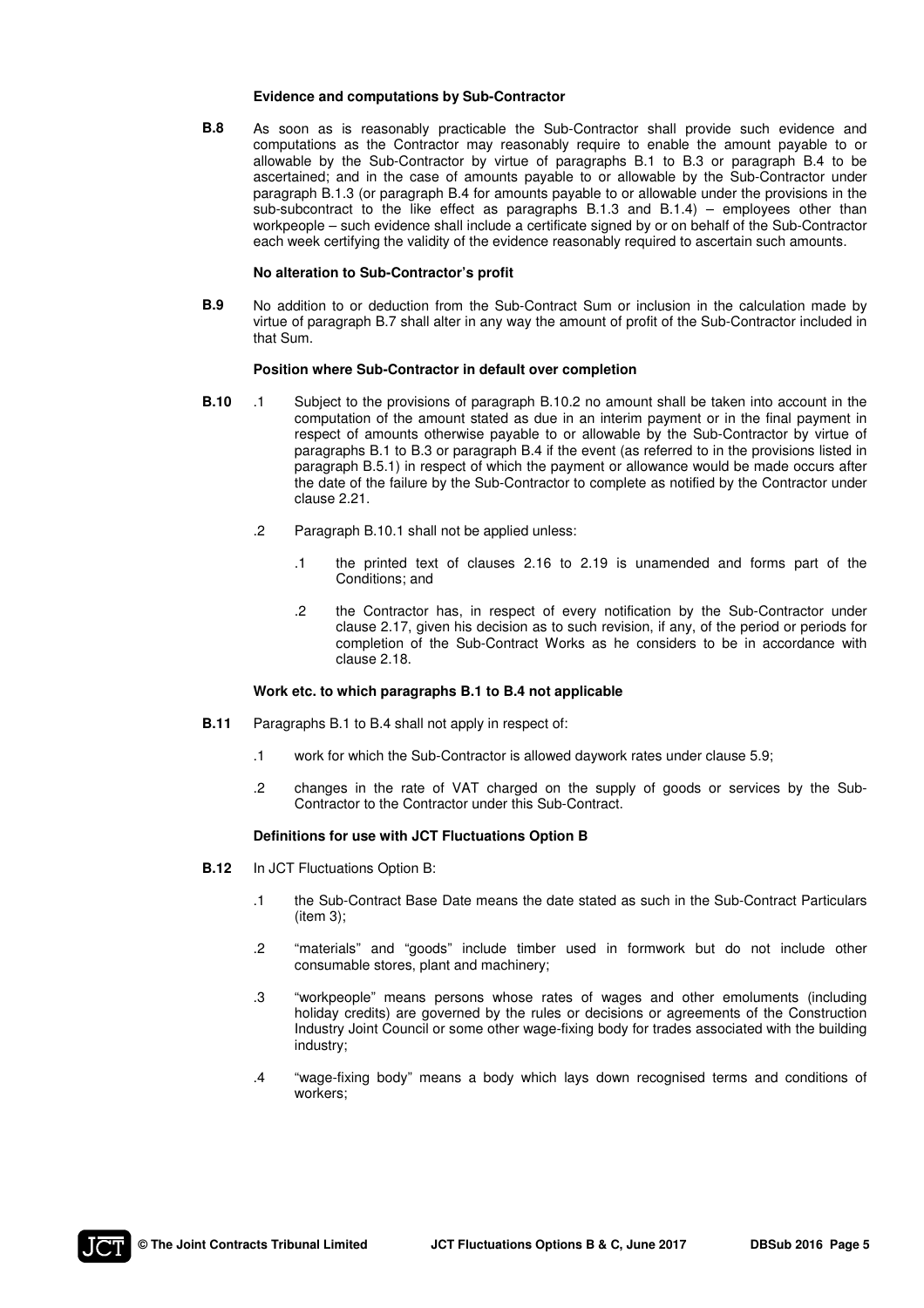**Evidence and computations by Sub-Contractor**

**B.8** As soon as is reasonably practicable the Sub-Contractor shall provide such evidence and computations as the Contractor may reasonably require to enable the amount payable to or allowable by the Sub-Contractor by virtue of paragraphs B.1 to B.3 or paragraph B.4 to be ascertained; and in the case of amounts payable to or allowable by the Sub-Contractor under paragraph B.1.3 (or paragraph B.4 for amounts payable to or allowable under the provisions in the sub-subcontract to the like effect as paragraphs B.1.3 and B.1.4) – employees other than workpeople – such evidence shall include a certificate signed by or on behalf of the Sub-Contractor each week certifying the validity of the evidence reasonably required to ascertain such amounts.

**No alteration to Sub-Contractor's profit**

**B.9** No addition to or deduction from the Sub-Contract Sum or inclusion in the calculation made by virtue of paragraph B.7 shall alter in any way the amount of profit of the Sub-Contractor included in that Sum.

**Position where Sub-Contractor in default over completion**

**B.10** .1 Subject to the provisions of paragraph B.10.2 no amount shall be taken into account in the computation of the amount stated as due in an interim payment or in the final payment in respect of amounts otherwise payable to or allowable by the Sub-Contractor by virtue of paragraphs B.1 to B.3 or paragraph B.4 if the event (as referred to in the provisions listed in paragraph B.5.1) in respect of which the payment or allowance would be made occurs after the date of the failure by the Sub-Contractor to complete as notified by the Contractor under clause 2.21.

.2 Paragraph B.10.1 shall not be applied unless:

.1 the printed text of clauses 2.16 to 2.19 is unamended and forms part of the Conditions; and

.2 the Contractor has, in respect of every notification by the Sub-Contractor under clause 2.17, given his decision as to such revision, if any, of the period or periods for completion of the Sub-Contract Works as he considers to be in accordance with clause 2.18.

**Work etc. to which paragraphs B.1 to B.4 not applicable**

**B.11** Paragraphs B.1 to B.4 shall not apply in respect of:

.1 work for which the Sub-Contractor is allowed daywork rates under clause 5.9;

.2 changes in the rate of VAT charged on the supply of goods or services by the Sub-Contractor to the Contractor under this Sub-Contract.

**Definitions for use with JCT Fluctuations Option B**

**B.12** In JCT Fluctuations Option B:

.1 the Sub-Contract Base Date means the date stated as such in the Sub-Contract Particulars (item 3);

.2 "materials" and "goods" include timber used in formwork but do not include other consumable stores, plant and machinery;

.3 "workpeople" means persons whose rates of wages and other emoluments (including holiday credits) are governed by the rules or decisions or agreements of the Construction Industry Joint Council or some other wage-fixing body for trades associated with the building industry;

.4 "wage-fixing body" means a body which lays down recognised terms and conditions of workers;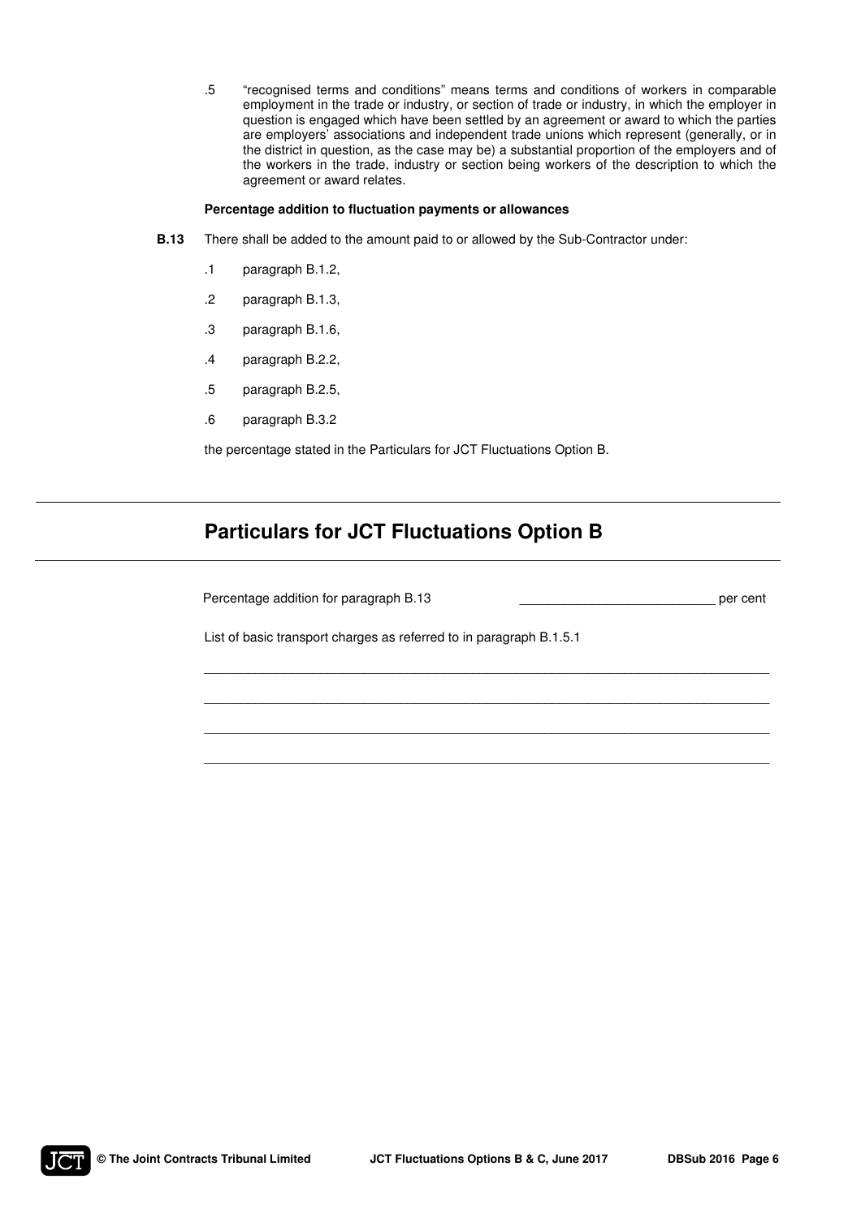.5 "recognised terms and conditions" means terms and conditions of workers in comparable employment in the trade or industry, or section of trade or industry, in which the employer in question is engaged which have been settled by an agreement or award to which the parties are employers' associations and independent trade unions which represent (generally, or in the district in question, as the case may be) a substantial proportion of the employers and of the workers in the trade, industry or section being workers of the description to which the agreement or award relates.

**Percentage addition to fluctuation payments or allowances**

**B.13** There shall be added to the amount paid to or allowed by the Sub-Contractor under:

.1 paragraph B.1.2,

.2 paragraph B.1.3,

.3 paragraph B.1.6,

.4 paragraph B.2.2,

.5 paragraph B.2.5,

.6 paragraph B.3.2

the percentage stated in the Particulars for JCT Fluctuations Option B.

## Particulars for JCT Fluctuations Option B

Percentage addition for paragraph B.13 ___________________________ per cent

List of basic transport charges as referred to in paragraph B.1.5.1

_______________________________________________________________________________

_______________________________________________________________________________

_______________________________________________________________________________

_______________________________________________________________________________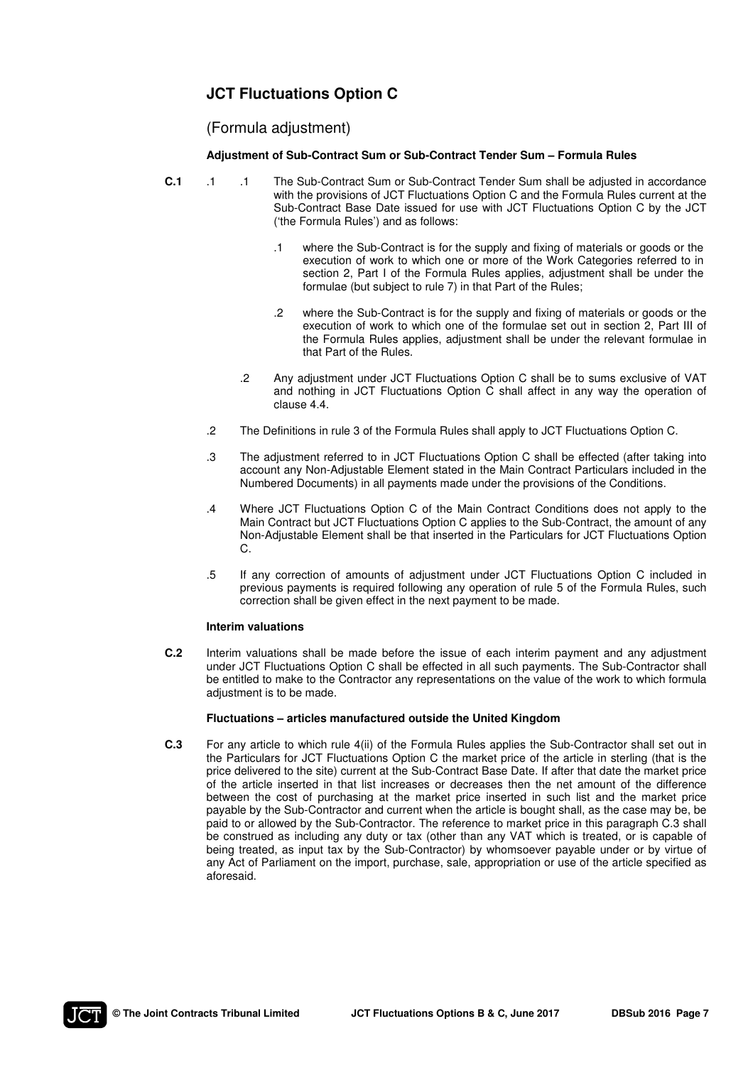## JCT Fluctuations Option C

### (Formula adjustment)

**Adjustment of Sub-Contract Sum or Sub-Contract Tender Sum – Formula Rules**

**C.1** .1 .1 The Sub-Contract Sum or Sub-Contract Tender Sum shall be adjusted in accordance with the provisions of JCT Fluctuations Option C and the Formula Rules current at the Sub-Contract Base Date issued for use with JCT Fluctuations Option C by the JCT ('the Formula Rules') and as follows:

.1 where the Sub-Contract is for the supply and fixing of materials or goods or the execution of work to which one or more of the Work Categories referred to in section 2, Part I of the Formula Rules applies, adjustment shall be under the formulae (but subject to rule 7) in that Part of the Rules;

.2 where the Sub-Contract is for the supply and fixing of materials or goods or the execution of work to which one of the formulae set out in section 2, Part III of the Formula Rules applies, adjustment shall be under the relevant formulae in that Part of the Rules.

.2 Any adjustment under JCT Fluctuations Option C shall be to sums exclusive of VAT and nothing in JCT Fluctuations Option C shall affect in any way the operation of clause 4.4.

.2 The Definitions in rule 3 of the Formula Rules shall apply to JCT Fluctuations Option C.

.3 The adjustment referred to in JCT Fluctuations Option C shall be effected (after taking into account any Non-Adjustable Element stated in the Main Contract Particulars included in the Numbered Documents) in all payments made under the provisions of the Conditions.

.4 Where JCT Fluctuations Option C of the Main Contract Conditions does not apply to the Main Contract but JCT Fluctuations Option C applies to the Sub-Contract, the amount of any Non-Adjustable Element shall be that inserted in the Particulars for JCT Fluctuations Option C.

.5 If any correction of amounts of adjustment under JCT Fluctuations Option C included in previous payments is required following any operation of rule 5 of the Formula Rules, such correction shall be given effect in the next payment to be made.

**Interim valuations**

**C.2** Interim valuations shall be made before the issue of each interim payment and any adjustment under JCT Fluctuations Option C shall be effected in all such payments. The Sub-Contractor shall be entitled to make to the Contractor any representations on the value of the work to which formula adjustment is to be made.

**Fluctuations – articles manufactured outside the United Kingdom**

**C.3** For any article to which rule 4(ii) of the Formula Rules applies the Sub-Contractor shall set out in the Particulars for JCT Fluctuations Option C the market price of the article in sterling (that is the price delivered to the site) current at the Sub-Contract Base Date. If after that date the market price of the article inserted in that list increases or decreases then the net amount of the difference between the cost of purchasing at the market price inserted in such list and the market price payable by the Sub-Contractor and current when the article is bought shall, as the case may be, be paid to or allowed by the Sub-Contractor. The reference to market price in this paragraph C.3 shall be construed as including any duty or tax (other than any VAT which is treated, or is capable of being treated, as input tax by the Sub-Contractor) by whomsoever payable under or by virtue of any Act of Parliament on the import, purchase, sale, appropriation or use of the article specified as aforesaid.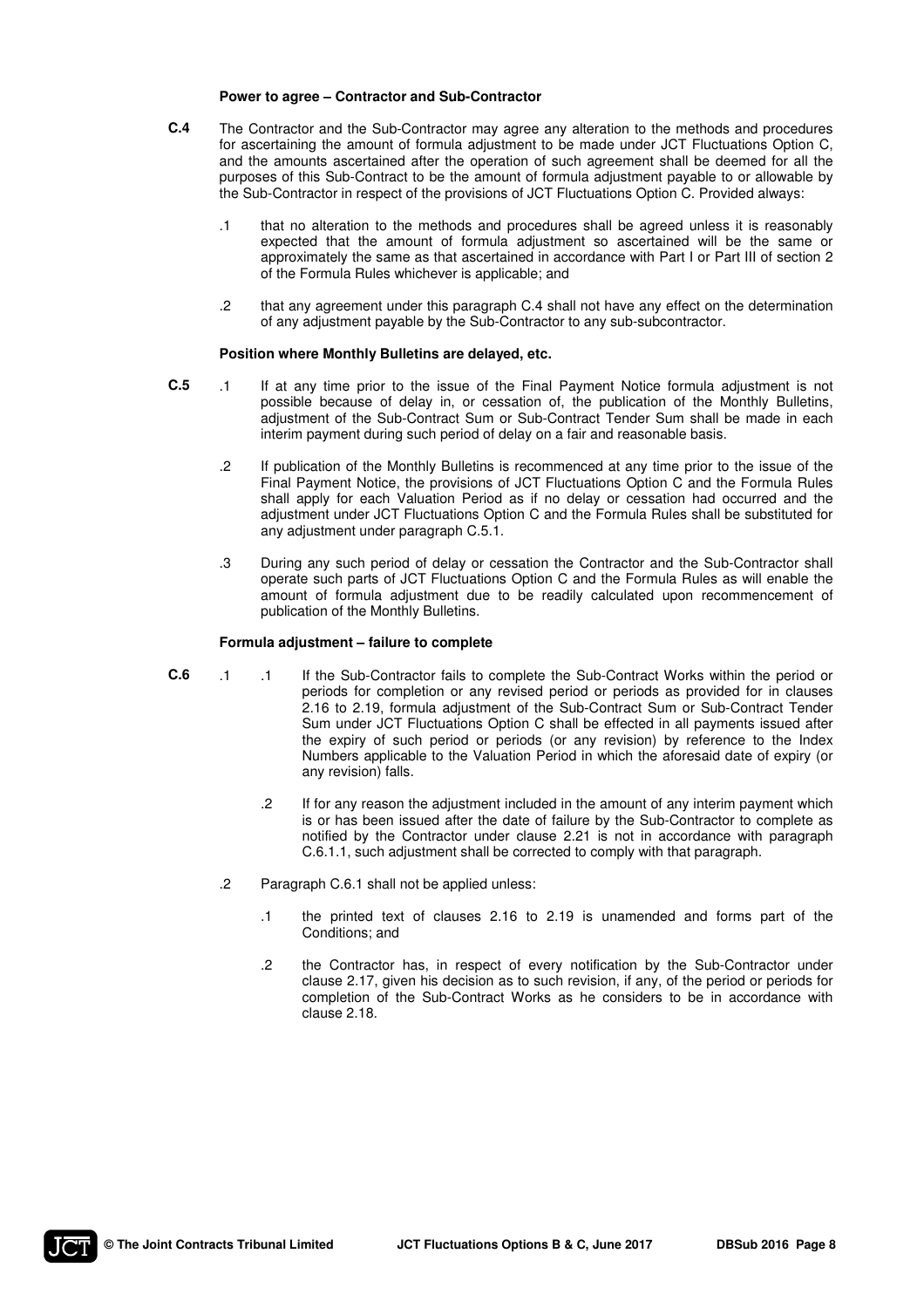**Power to agree – Contractor and Sub-Contractor**

**C.4** The Contractor and the Sub-Contractor may agree any alteration to the methods and procedures for ascertaining the amount of formula adjustment to be made under JCT Fluctuations Option C, and the amounts ascertained after the operation of such agreement shall be deemed for all the purposes of this Sub-Contract to be the amount of formula adjustment payable to or allowable by the Sub-Contractor in respect of the provisions of JCT Fluctuations Option C. Provided always:

.1 that no alteration to the methods and procedures shall be agreed unless it is reasonably expected that the amount of formula adjustment so ascertained will be the same or approximately the same as that ascertained in accordance with Part I or Part III of section 2 of the Formula Rules whichever is applicable; and

.2 that any agreement under this paragraph C.4 shall not have any effect on the determination of any adjustment payable by the Sub-Contractor to any sub-subcontractor.

**Position where Monthly Bulletins are delayed, etc.**

**C.5** .1 If at any time prior to the issue of the Final Payment Notice formula adjustment is not possible because of delay in, or cessation of, the publication of the Monthly Bulletins, adjustment of the Sub-Contract Sum or Sub-Contract Tender Sum shall be made in each interim payment during such period of delay on a fair and reasonable basis.

.2 If publication of the Monthly Bulletins is recommenced at any time prior to the issue of the Final Payment Notice, the provisions of JCT Fluctuations Option C and the Formula Rules shall apply for each Valuation Period as if no delay or cessation had occurred and the adjustment under JCT Fluctuations Option C and the Formula Rules shall be substituted for any adjustment under paragraph C.5.1.

.3 During any such period of delay or cessation the Contractor and the Sub-Contractor shall operate such parts of JCT Fluctuations Option C and the Formula Rules as will enable the amount of formula adjustment due to be readily calculated upon recommencement of publication of the Monthly Bulletins.

**Formula adjustment – failure to complete**

**C.6** .1 .1 If the Sub-Contractor fails to complete the Sub-Contract Works within the period or periods for completion or any revised period or periods as provided for in clauses 2.16 to 2.19, formula adjustment of the Sub-Contract Sum or Sub-Contract Tender Sum under JCT Fluctuations Option C shall be effected in all payments issued after the expiry of such period or periods (or any revision) by reference to the Index Numbers applicable to the Valuation Period in which the aforesaid date of expiry (or any revision) falls.

.2 If for any reason the adjustment included in the amount of any interim payment which is or has been issued after the date of failure by the Sub-Contractor to complete as notified by the Contractor under clause 2.21 is not in accordance with paragraph C.6.1.1, such adjustment shall be corrected to comply with that paragraph.

.2 Paragraph C.6.1 shall not be applied unless:

.1 the printed text of clauses 2.16 to 2.19 is unamended and forms part of the Conditions; and

.2 the Contractor has, in respect of every notification by the Sub-Contractor under clause 2.17, given his decision as to such revision, if any, of the period or periods for completion of the Sub-Contract Works as he considers to be in accordance with clause 2.18.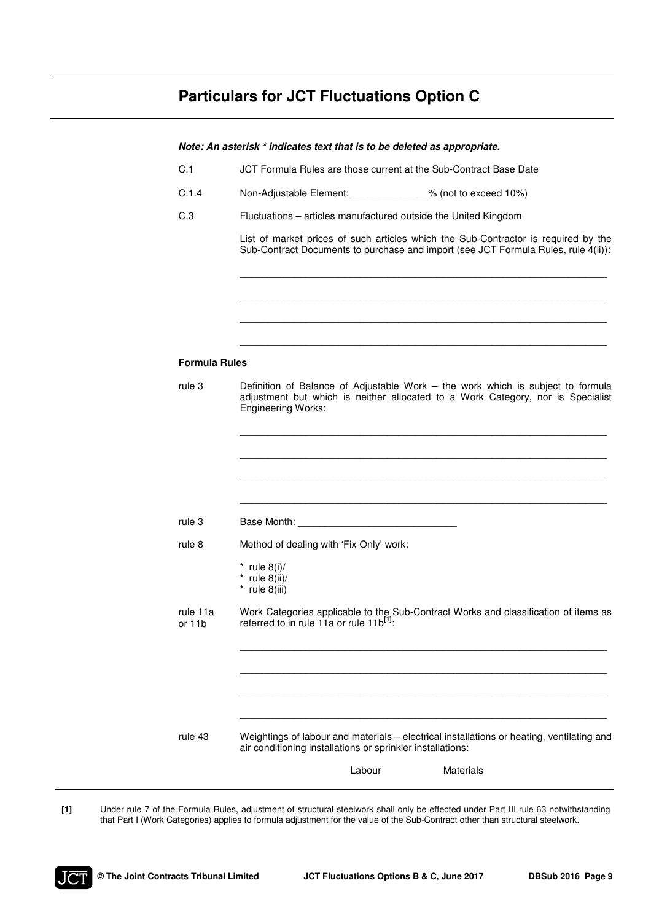## Particulars for JCT Fluctuations Option C

***Note: An asterisk * indicates text that is to be deleted as appropriate.***

C.1 JCT Formula Rules are those current at the Sub-Contract Base Date

C.1.4 Non-Adjustable Element: ______________% (not to exceed 10%)

C.3 Fluctuations – articles manufactured outside the United Kingdom

List of market prices of such articles which the Sub-Contractor is required by the Sub-Contract Documents to purchase and import (see JCT Formula Rules, rule 4(ii)):

_____________________________________________________________________

_____________________________________________________________________

_____________________________________________________________________

_____________________________________________________________________

**Formula Rules**

rule 3 Definition of Balance of Adjustable Work – the work which is subject to formula adjustment but which is neither allocated to a Work Category, nor is Specialist Engineering Works:

_____________________________________________________________________

_____________________________________________________________________

_____________________________________________________________________

_____________________________________________________________________

rule 3 Base Month: _____________________________

rule 8 Method of dealing with 'Fix-Only' work:

* rule 8(i)/
* rule 8(ii)/
* rule 8(iii)

rule 11a or 11b Work Categories applicable to the Sub-Contract Works and classification of items as referred to in rule 11a or rule 11b[1]:

_____________________________________________________________________

_____________________________________________________________________

_____________________________________________________________________

_____________________________________________________________________

rule 43 Weightings of labour and materials – electrical installations or heating, ventilating and air conditioning installations or sprinkler installations:

Labour Materials

[1] Under rule 7 of the Formula Rules, adjustment of structural steelwork shall only be effected under Part III rule 63 notwithstanding that Part I (Work Categories) applies to formula adjustment for the value of the Sub-Contract other than structural steelwork.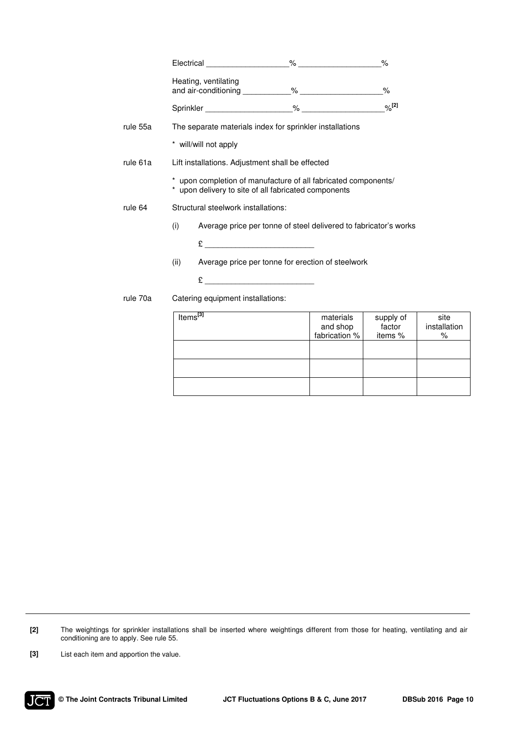Electrical ___________________% ___________________%

Heating, ventilating
and air-conditioning ___________% ___________________%

Sprinkler ____________________% ___________________%[2]

rule 55a The separate materials index for sprinkler installations

\* will/will not apply

rule 61a Lift installations. Adjustment shall be effected

\* upon completion of manufacture of all fabricated components/
\* upon delivery to site of all fabricated components

rule 64 Structural steelwork installations:

(i) Average price per tonne of steel delivered to fabricator's works

£ _________________________

(ii) Average price per tonne for erection of steelwork

£ _________________________

rule 70a Catering equipment installations:

| Items[3] | materials and shop fabrication % | supply of factor items % | site installation % |
|---|---|---|---|
| | | | |
| | | | |
| | | | |

[2] The weightings for sprinkler installations shall be inserted where weightings different from those for heating, ventilating and air conditioning are to apply. See rule 55.

[3] List each item and apportion the value.